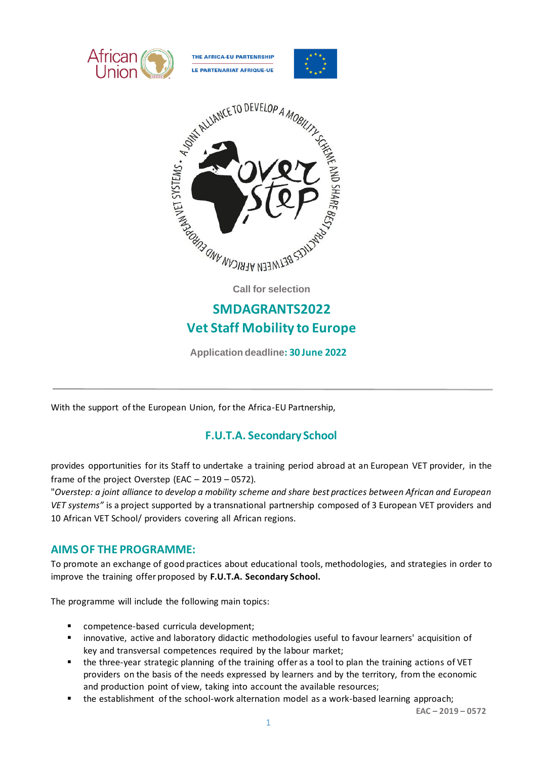THE AFRICA-EU PARTENRSHIP

LE PARTENARIAT AFRIQUE-UE

Call for selection

# SMDAGRANTS2022
# Vet Staff Mobility to Europe

**Application deadline: 30 June 2022**

---

With the support of the European Union, for the Africa-EU Partnership,

## F.U.T.A. Secondary School

provides opportunities for its Staff to undertake a training period abroad at an European VET provider, in the frame of the project Overstep (EAC – 2019 – 0572).

"*Overstep: a joint alliance to develop a mobility scheme and share best practices between African and European VET systems"* is a project supported by a transnational partnership composed of 3 European VET providers and 10 African VET School/ providers covering all African regions.

## AIMS OF THE PROGRAMME:

To promote an exchange of good practices about educational tools, methodologies, and strategies in order to improve the training offer proposed by **F.U.T.A. Secondary School.**

The programme will include the following main topics:

- competence-based curricula development;
- innovative, active and laboratory didactic methodologies useful to favour learners' acquisition of key and transversal competences required by the labour market;
- the three-year strategic planning of the training offer as a tool to plan the training actions of VET providers on the basis of the needs expressed by learners and by the territory, from the economic and production point of view, taking into account the available resources;
- the establishment of the school-work alternation model as a work-based learning approach;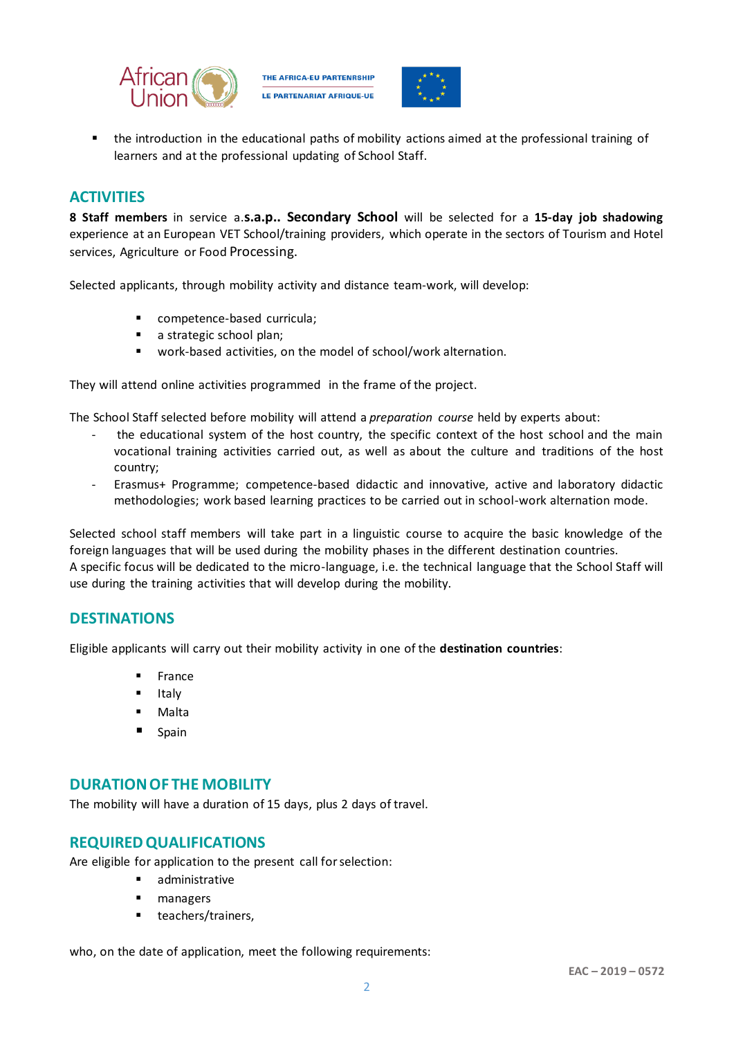- the introduction in the educational paths of mobility actions aimed at the professional training of learners and at the professional updating of School Staff.

## ACTIVITIES

**8 Staff members** in service a.**s.a.p.. Secondary School** will be selected for a **15-day job shadowing** experience at an European VET School/training providers, which operate in the sectors of Tourism and Hotel services, Agriculture or Food Processing.

Selected applicants, through mobility activity and distance team-work, will develop:

- competence-based curricula;
- a strategic school plan;
- work-based activities, on the model of school/work alternation.

They will attend online activities programmed in the frame of the project.

The School Staff selected before mobility will attend a *preparation course* held by experts about:

- the educational system of the host country, the specific context of the host school and the main vocational training activities carried out, as well as about the culture and traditions of the host country;
- Erasmus+ Programme; competence-based didactic and innovative, active and laboratory didactic methodologies; work based learning practices to be carried out in school-work alternation mode.

Selected school staff members will take part in a linguistic course to acquire the basic knowledge of the foreign languages that will be used during the mobility phases in the different destination countries.
A specific focus will be dedicated to the micro-language, i.e. the technical language that the School Staff will use during the training activities that will develop during the mobility.

## DESTINATIONS

Eligible applicants will carry out their mobility activity in one of the **destination countries**:

- France
- Italy
- Malta
- Spain

## DURATION OF THE MOBILITY

The mobility will have a duration of 15 days, plus 2 days of travel.

## REQUIRED QUALIFICATIONS

Are eligible for application to the present call for selection:

- administrative
- managers
- teachers/trainers,

who, on the date of application, meet the following requirements: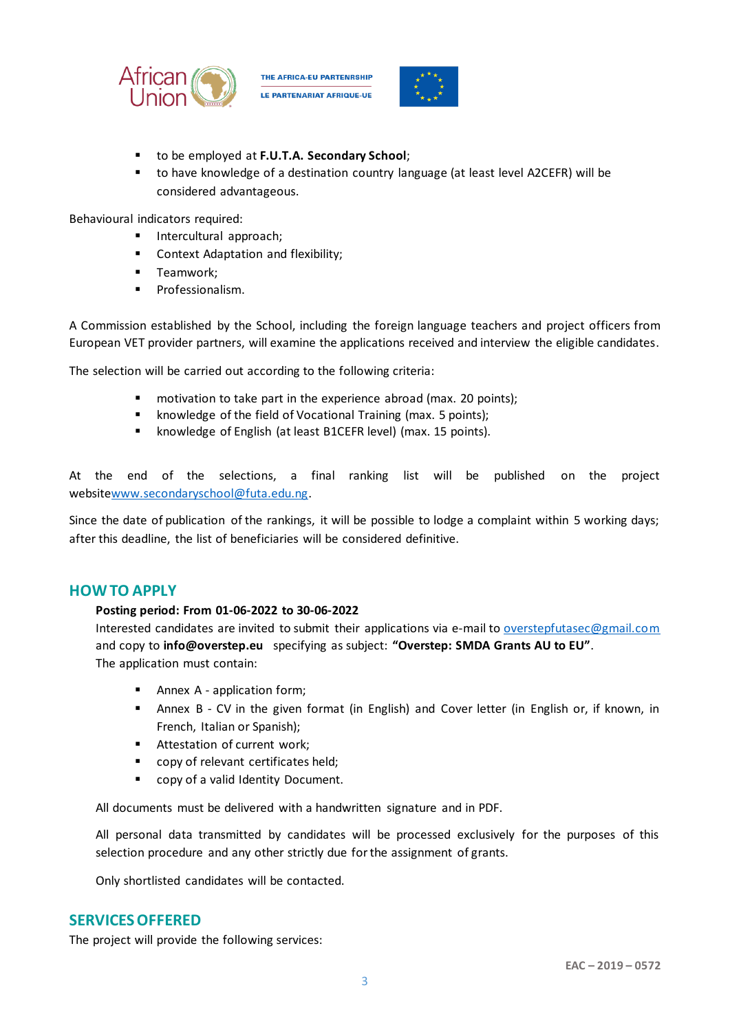- to be employed at **F.U.T.A. Secondary School**;
- to have knowledge of a destination country language (at least level A2CEFR) will be considered advantageous.

Behavioural indicators required:

- Intercultural approach;
- Context Adaptation and flexibility;
- Teamwork;
- Professionalism.

A Commission established by the School, including the foreign language teachers and project officers from European VET provider partners, will examine the applications received and interview the eligible candidates.

The selection will be carried out according to the following criteria:

- motivation to take part in the experience abroad (max. 20 points);
- knowledge of the field of Vocational Training (max. 5 points);
- knowledge of English (at least B1CEFR level) (max. 15 points).

At the end of the selections, a final ranking list will be published on the project websitewww.secondaryschool@futa.edu.ng.

Since the date of publication of the rankings, it will be possible to lodge a complaint within 5 working days; after this deadline, the list of beneficiaries will be considered definitive.

## HOW TO APPLY

**Posting period: From 01-06-2022 to 30-06-2022**

Interested candidates are invited to submit their applications via e-mail to overstepfutasec@gmail.com and copy to **info@overstep.eu** specifying as subject: **"Overstep: SMDA Grants AU to EU"**.

The application must contain:

- Annex A - application form;
- Annex B - CV in the given format (in English) and Cover letter (in English or, if known, in French, Italian or Spanish);
- Attestation of current work;
- copy of relevant certificates held;
- copy of a valid Identity Document.

All documents must be delivered with a handwritten signature and in PDF.

All personal data transmitted by candidates will be processed exclusively for the purposes of this selection procedure and any other strictly due for the assignment of grants.

Only shortlisted candidates will be contacted.

## SERVICES OFFERED

The project will provide the following services: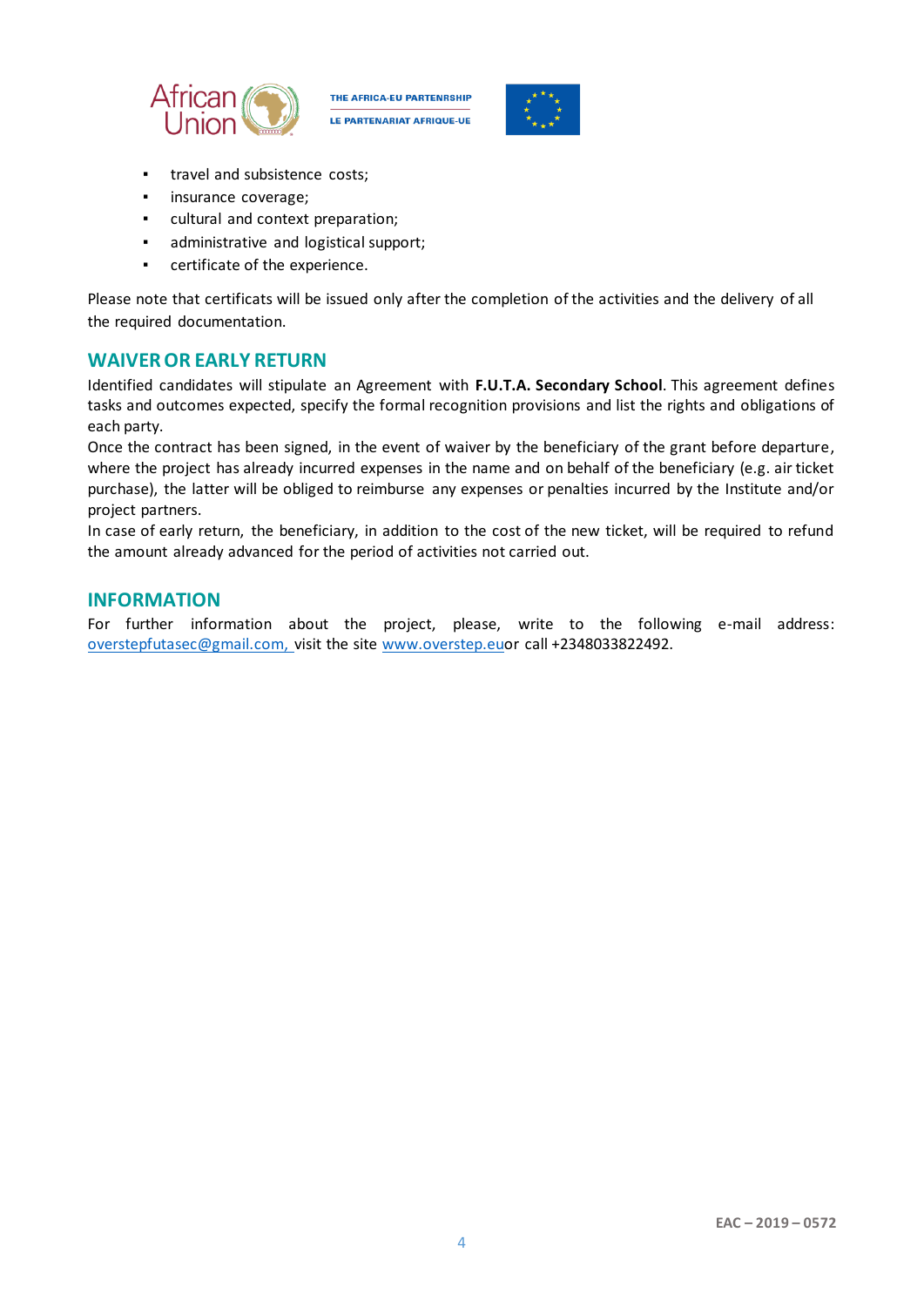- travel and subsistence costs;
- insurance coverage;
- cultural and context preparation;
- administrative and logistical support;
- certificate of the experience.

Please note that certificats will be issued only after the completion of the activities and the delivery of all the required documentation.

## WAIVER OR EARLY RETURN

Identified candidates will stipulate an Agreement with **F.U.T.A. Secondary School**. This agreement defines tasks and outcomes expected, specify the formal recognition provisions and list the rights and obligations of each party.

Once the contract has been signed, in the event of waiver by the beneficiary of the grant before departure, where the project has already incurred expenses in the name and on behalf of the beneficiary (e.g. air ticket purchase), the latter will be obliged to reimburse any expenses or penalties incurred by the Institute and/or project partners.

In case of early return, the beneficiary, in addition to the cost of the new ticket, will be required to refund the amount already advanced for the period of activities not carried out.

## INFORMATION

For further information about the project, please, write to the following e-mail address: overstepfutasec@gmail.com, visit the site www.overstep.euor call +2348033822492.